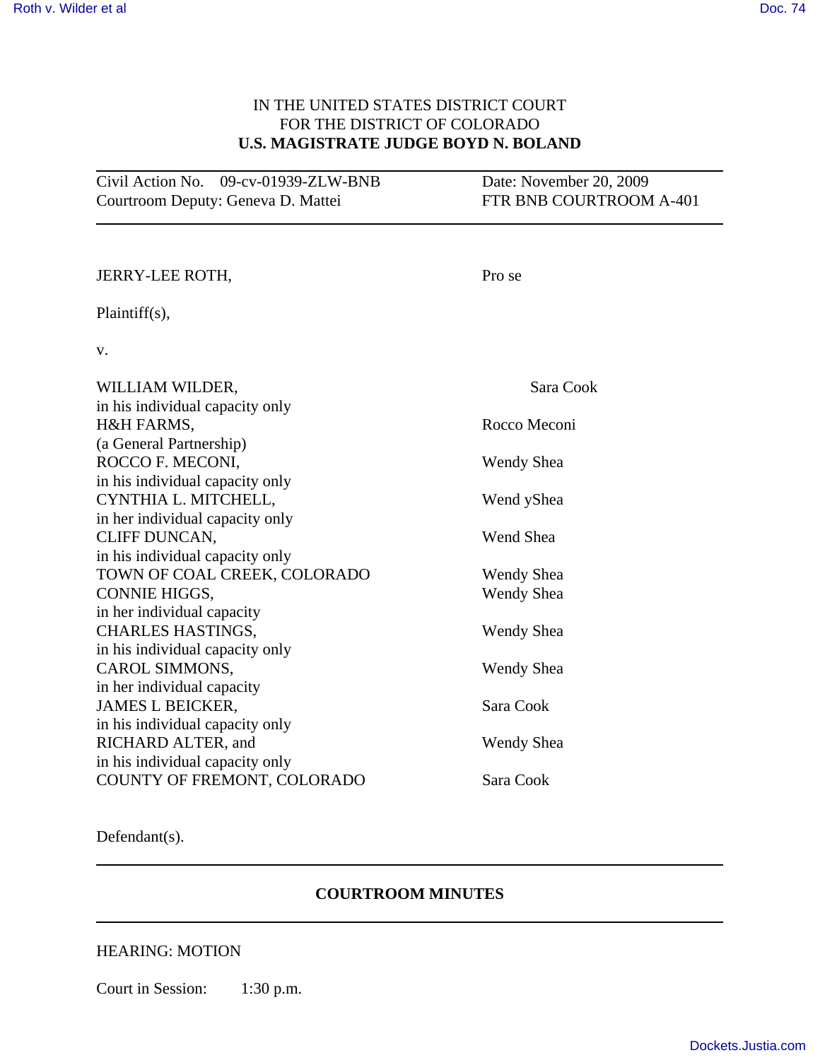IN THE UNITED STATES DISTRICT COURT
FOR THE DISTRICT OF COLORADO
**U.S. MAGISTRATE JUDGE BOYD N. BOLAND**

| | |
|---|---|
| Civil Action No. 09-cv-01939-ZLW-BNB | Date: November 20, 2009 |
| Courtroom Deputy: Geneva D. Mattei | FTR BNB COURTROOM A-401 |

| | |
|---|---|
| JERRY-LEE ROTH, | Pro se |
| Plaintiff(s), | |
| v. | |
| WILLIAM WILDER, in his individual capacity only | Sara Cook |
| H&H FARMS, (a General Partnership) | Rocco Meconi |
| ROCCO F. MECONI, in his individual capacity only | Wendy Shea |
| CYNTHIA L. MITCHELL, in her individual capacity only | Wend yShea |
| CLIFF DUNCAN, in his individual capacity only | Wend Shea |
| TOWN OF COAL CREEK, COLORADO | Wendy Shea |
| CONNIE HIGGS, in her individual capacity | Wendy Shea |
| CHARLES HASTINGS, in his individual capacity only | Wendy Shea |
| CAROL SIMMONS, in her individual capacity | Wendy Shea |
| JAMES L BEICKER, in his individual capacity only | Sara Cook |
| RICHARD ALTER, and in his individual capacity only | Wendy Shea |
| COUNTY OF FREMONT, COLORADO | Sara Cook |

Defendant(s).

## COURTROOM MINUTES

HEARING: MOTION

Court in Session: 1:30 p.m.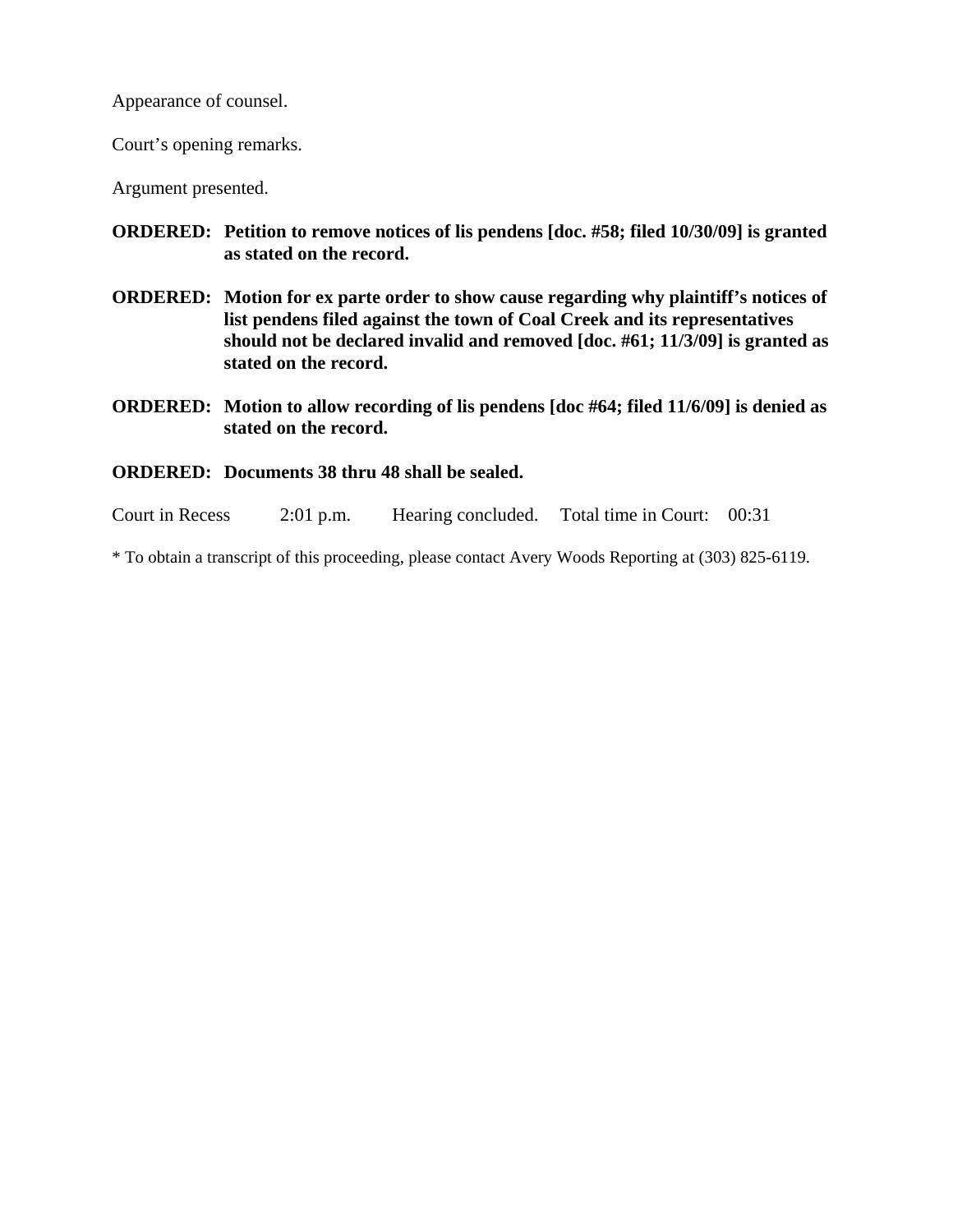Appearance of counsel.

Court's opening remarks.

Argument presented.

**ORDERED: Petition to remove notices of lis pendens [doc. #58; filed 10/30/09] is granted as stated on the record.**

**ORDERED: Motion for ex parte order to show cause regarding why plaintiff's notices of list pendens filed against the town of Coal Creek and its representatives should not be declared invalid and removed [doc. #61; 11/3/09] is granted as stated on the record.**

**ORDERED: Motion to allow recording of lis pendens [doc #64; filed 11/6/09] is denied as stated on the record.**

**ORDERED: Documents 38 thru 48 shall be sealed.**

Court in Recess 2:01 p.m. Hearing concluded. Total time in Court: 00:31

* To obtain a transcript of this proceeding, please contact Avery Woods Reporting at (303) 825-6119.